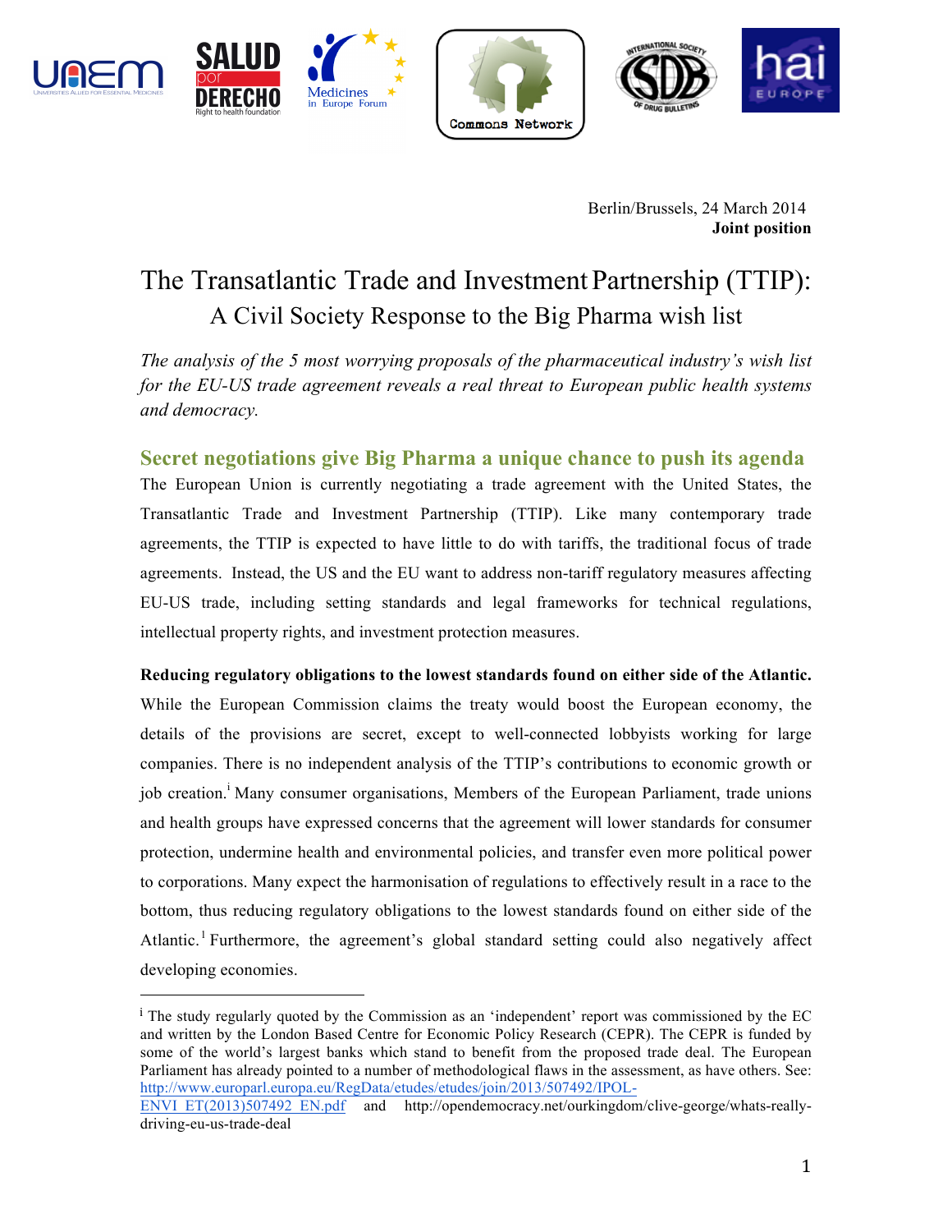Berlin/Brussels, 24 March 2014
**Joint position**

# The Transatlantic Trade and Investment Partnership (TTIP): A Civil Society Response to the Big Pharma wish list

*The analysis of the 5 most worrying proposals of the pharmaceutical industry's wish list for the EU-US trade agreement reveals a real threat to European public health systems and democracy.*

## Secret negotiations give Big Pharma a unique chance to push its agenda

The European Union is currently negotiating a trade agreement with the United States, the Transatlantic Trade and Investment Partnership (TTIP). Like many contemporary trade agreements, the TTIP is expected to have little to do with tariffs, the traditional focus of trade agreements. Instead, the US and the EU want to address non-tariff regulatory measures affecting EU-US trade, including setting standards and legal frameworks for technical regulations, intellectual property rights, and investment protection measures.

**Reducing regulatory obligations to the lowest standards found on either side of the Atlantic.** While the European Commission claims the treaty would boost the European economy, the details of the provisions are secret, except to well-connected lobbyists working for large companies. There is no independent analysis of the TTIP's contributions to economic growth or job creation.[i] Many consumer organisations, Members of the European Parliament, trade unions and health groups have expressed concerns that the agreement will lower standards for consumer protection, undermine health and environmental policies, and transfer even more political power to corporations. Many expect the harmonisation of regulations to effectively result in a race to the bottom, thus reducing regulatory obligations to the lowest standards found on either side of the Atlantic.[1] Furthermore, the agreement's global standard setting could also negatively affect developing economies.

---

[i] The study regularly quoted by the Commission as an 'independent' report was commissioned by the EC and written by the London Based Centre for Economic Policy Research (CEPR). The CEPR is funded by some of the world's largest banks which stand to benefit from the proposed trade deal. The European Parliament has already pointed to a number of methodological flaws in the assessment, as have others. See: http://www.europarl.europa.eu/RegData/etudes/etudes/join/2013/507492/IPOL-ENVI_ET(2013)507492_EN.pdf and http://opendemocracy.net/ourkingdom/clive-george/whats-really-driving-eu-us-trade-deal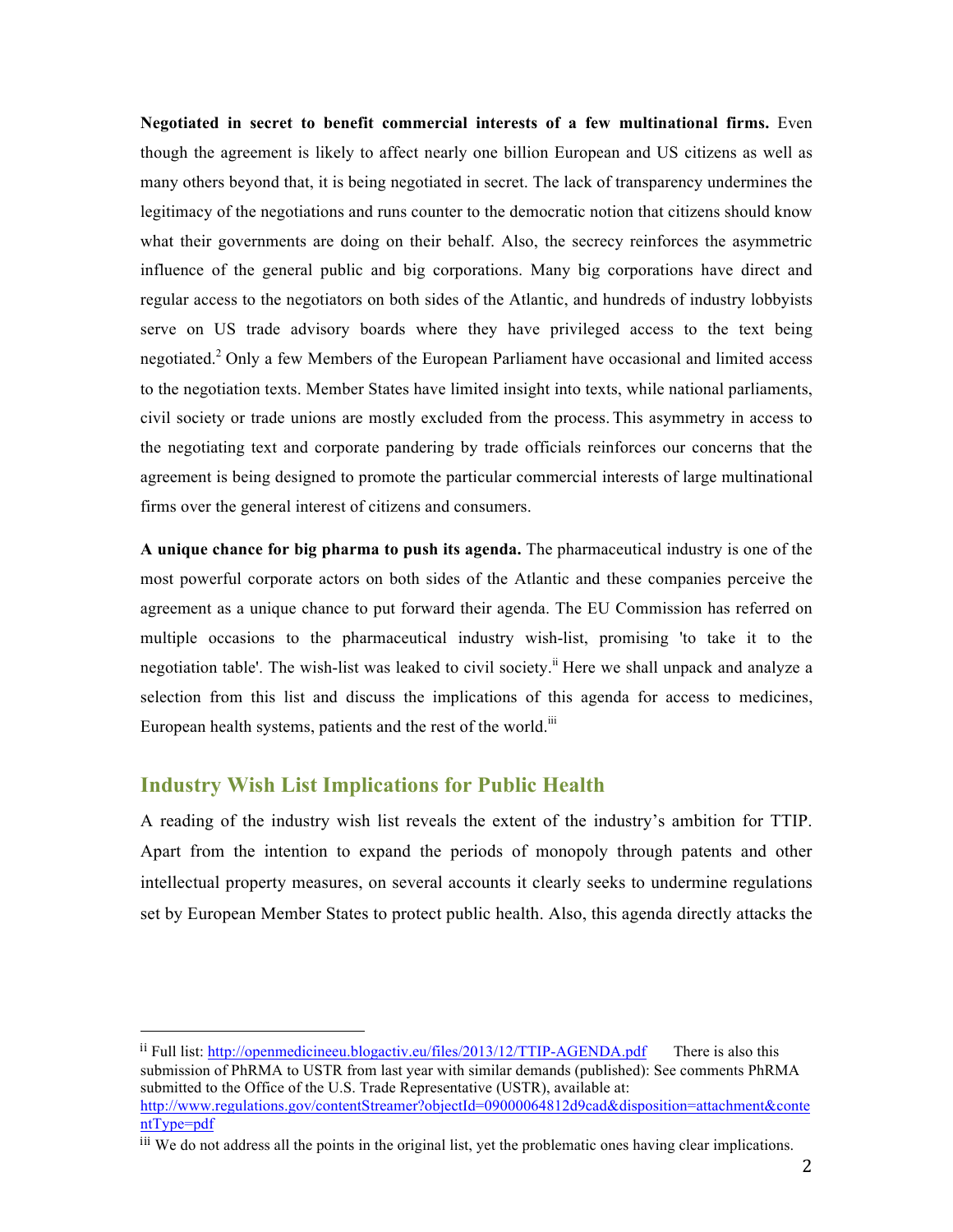**Negotiated in secret to benefit commercial interests of a few multinational firms.** Even though the agreement is likely to affect nearly one billion European and US citizens as well as many others beyond that, it is being negotiated in secret. The lack of transparency undermines the legitimacy of the negotiations and runs counter to the democratic notion that citizens should know what their governments are doing on their behalf. Also, the secrecy reinforces the asymmetric influence of the general public and big corporations. Many big corporations have direct and regular access to the negotiators on both sides of the Atlantic, and hundreds of industry lobbyists serve on US trade advisory boards where they have privileged access to the text being negotiated.[2] Only a few Members of the European Parliament have occasional and limited access to the negotiation texts. Member States have limited insight into texts, while national parliaments, civil society or trade unions are mostly excluded from the process. This asymmetry in access to the negotiating text and corporate pandering by trade officials reinforces our concerns that the agreement is being designed to promote the particular commercial interests of large multinational firms over the general interest of citizens and consumers.

**A unique chance for big pharma to push its agenda.** The pharmaceutical industry is one of the most powerful corporate actors on both sides of the Atlantic and these companies perceive the agreement as a unique chance to put forward their agenda. The EU Commission has referred on multiple occasions to the pharmaceutical industry wish-list, promising 'to take it to the negotiation table'. The wish-list was leaked to civil society.[ii] Here we shall unpack and analyze a selection from this list and discuss the implications of this agenda for access to medicines, European health systems, patients and the rest of the world.[iii]

## Industry Wish List Implications for Public Health

A reading of the industry wish list reveals the extent of the industry's ambition for TTIP. Apart from the intention to expand the periods of monopoly through patents and other intellectual property measures, on several accounts it clearly seeks to undermine regulations set by European Member States to protect public health. Also, this agenda directly attacks the

---

[ii] Full list: http://openmedicineeu.blogactiv.eu/files/2013/12/TTIP-AGENDA.pdf There is also this submission of PhRMA to USTR from last year with similar demands (published): See comments PhRMA submitted to the Office of the U.S. Trade Representative (USTR), available at: http://www.regulations.gov/contentStreamer?objectId=09000064812d9cad&disposition=attachment&contentType=pdf

[iii] We do not address all the points in the original list, yet the problematic ones having clear implications.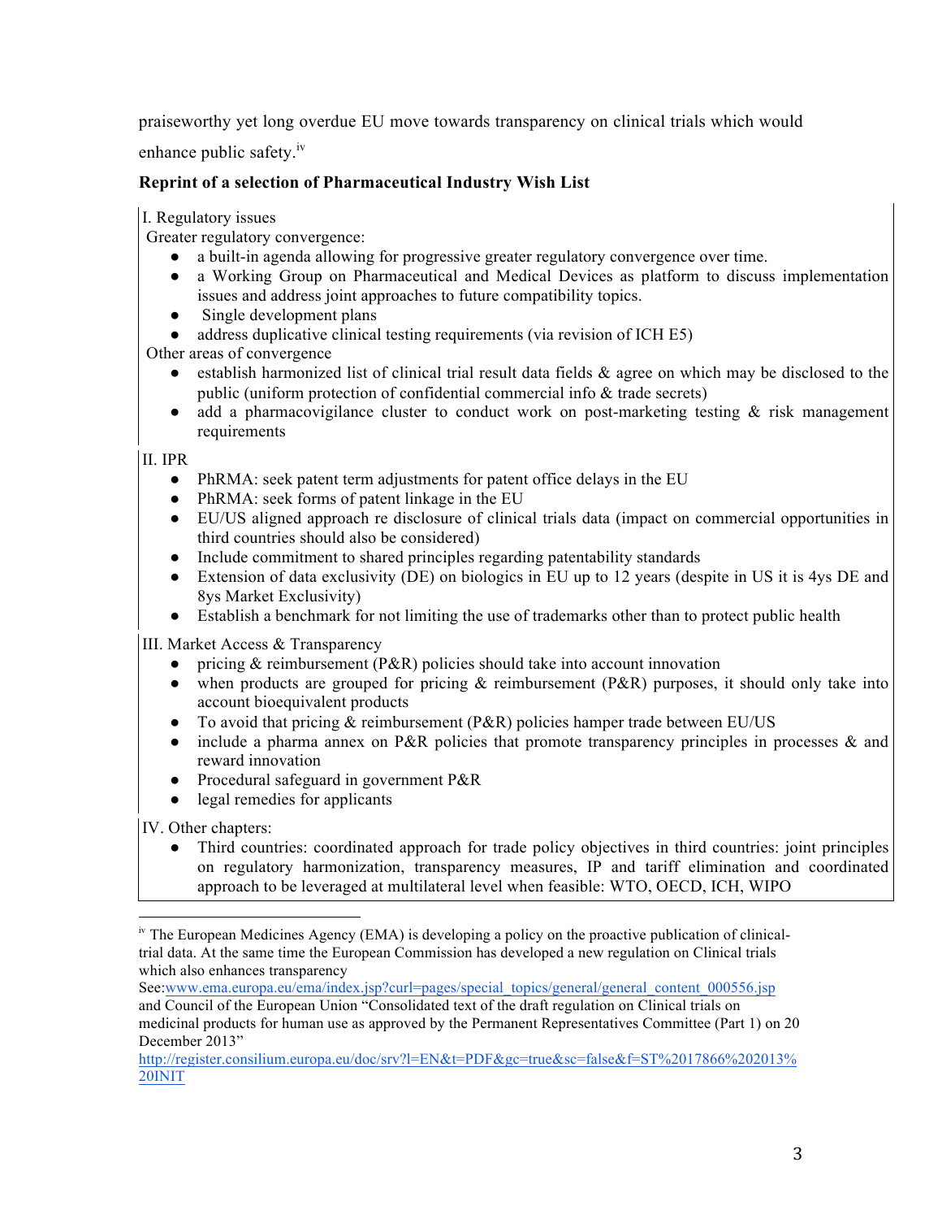praiseworthy yet long overdue EU move towards transparency on clinical trials which would enhance public safety.[iv]

**Reprint of a selection of Pharmaceutical Industry Wish List**

I. Regulatory issues

Greater regulatory convergence:

- a built-in agenda allowing for progressive greater regulatory convergence over time.
- a Working Group on Pharmaceutical and Medical Devices as platform to discuss implementation issues and address joint approaches to future compatibility topics.
- Single development plans
- address duplicative clinical testing requirements (via revision of ICH E5)

Other areas of convergence

- establish harmonized list of clinical trial result data fields & agree on which may be disclosed to the public (uniform protection of confidential commercial info & trade secrets)
- add a pharmacovigilance cluster to conduct work on post-marketing testing & risk management requirements

II. IPR

- PhRMA: seek patent term adjustments for patent office delays in the EU
- PhRMA: seek forms of patent linkage in the EU
- EU/US aligned approach re disclosure of clinical trials data (impact on commercial opportunities in third countries should also be considered)
- Include commitment to shared principles regarding patentability standards
- Extension of data exclusivity (DE) on biologics in EU up to 12 years (despite in US it is 4ys DE and 8ys Market Exclusivity)
- Establish a benchmark for not limiting the use of trademarks other than to protect public health

III. Market Access & Transparency

- pricing & reimbursement (P&R) policies should take into account innovation
- when products are grouped for pricing & reimbursement (P&R) purposes, it should only take into account bioequivalent products
- To avoid that pricing & reimbursement (P&R) policies hamper trade between EU/US
- include a pharma annex on P&R policies that promote transparency principles in processes & and reward innovation
- Procedural safeguard in government P&R
- legal remedies for applicants

IV. Other chapters:

- Third countries: coordinated approach for trade policy objectives in third countries: joint principles on regulatory harmonization, transparency measures, IP and tariff elimination and coordinated approach to be leveraged at multilateral level when feasible: WTO, OECD, ICH, WIPO

---

[iv] The European Medicines Agency (EMA) is developing a policy on the proactive publication of clinical-trial data. At the same time the European Commission has developed a new regulation on Clinical trials which also enhances transparency See:www.ema.europa.eu/ema/index.jsp?curl=pages/special_topics/general/general_content_000556.jsp and Council of the European Union "Consolidated text of the draft regulation on Clinical trials on medicinal products for human use as approved by the Permanent Representatives Committee (Part 1) on 20 December 2013" http://register.consilium.europa.eu/doc/srv?l=EN&t=PDF&gc=true&sc=false&f=ST%2017866%202013%20INIT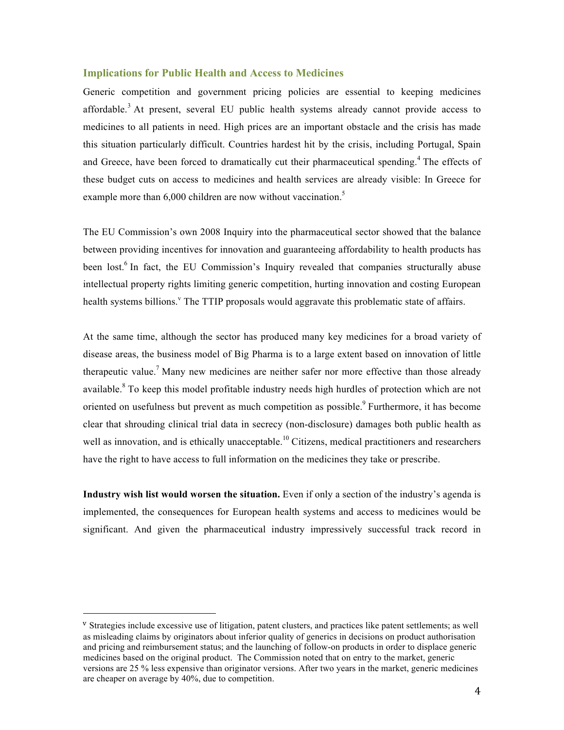## Implications for Public Health and Access to Medicines

Generic competition and government pricing policies are essential to keeping medicines affordable.[3] At present, several EU public health systems already cannot provide access to medicines to all patients in need. High prices are an important obstacle and the crisis has made this situation particularly difficult. Countries hardest hit by the crisis, including Portugal, Spain and Greece, have been forced to dramatically cut their pharmaceutical spending.[4] The effects of these budget cuts on access to medicines and health services are already visible: In Greece for example more than 6,000 children are now without vaccination.[5]

The EU Commission's own 2008 Inquiry into the pharmaceutical sector showed that the balance between providing incentives for innovation and guaranteeing affordability to health products has been lost.[6] In fact, the EU Commission's Inquiry revealed that companies structurally abuse intellectual property rights limiting generic competition, hurting innovation and costing European health systems billions.[v] The TTIP proposals would aggravate this problematic state of affairs.

At the same time, although the sector has produced many key medicines for a broad variety of disease areas, the business model of Big Pharma is to a large extent based on innovation of little therapeutic value.[7] Many new medicines are neither safer nor more effective than those already available.[8] To keep this model profitable industry needs high hurdles of protection which are not oriented on usefulness but prevent as much competition as possible.[9] Furthermore, it has become clear that shrouding clinical trial data in secrecy (non-disclosure) damages both public health as well as innovation, and is ethically unacceptable.[10] Citizens, medical practitioners and researchers have the right to have access to full information on the medicines they take or prescribe.

**Industry wish list would worsen the situation.** Even if only a section of the industry's agenda is implemented, the consequences for European health systems and access to medicines would be significant. And given the pharmaceutical industry impressively successful track record in

---

[v] Strategies include excessive use of litigation, patent clusters, and practices like patent settlements; as well as misleading claims by originators about inferior quality of generics in decisions on product authorisation and pricing and reimbursement status; and the launching of follow-on products in order to displace generic medicines based on the original product. The Commission noted that on entry to the market, generic versions are 25 % less expensive than originator versions. After two years in the market, generic medicines are cheaper on average by 40%, due to competition.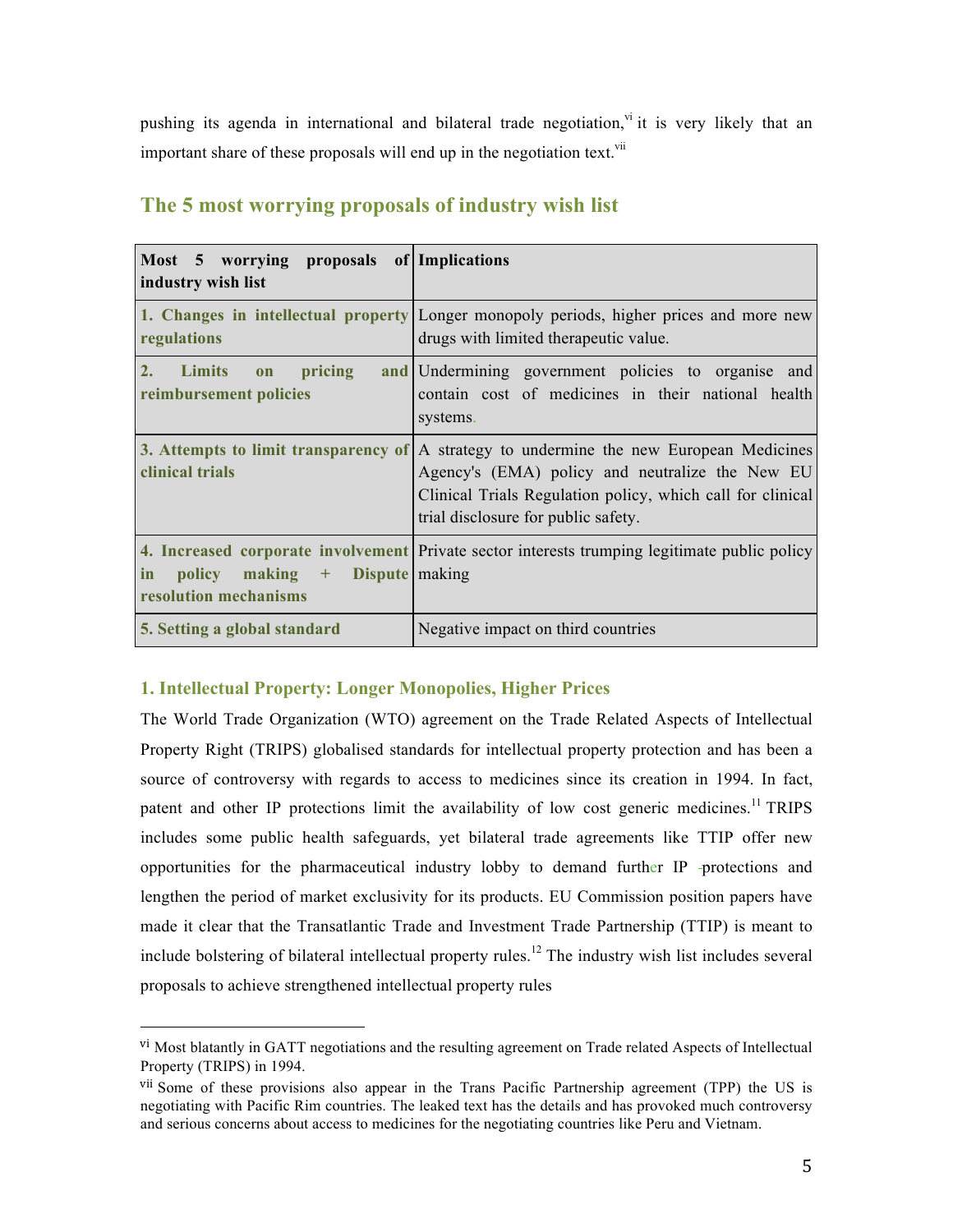pushing its agenda in international and bilateral trade negotiation,[vi] it is very likely that an important share of these proposals will end up in the negotiation text.[vii]

## The 5 most worrying proposals of industry wish list

| **Most 5 worrying proposals of industry wish list** | **Implications** |
|---|---|
| **1. Changes in intellectual property regulations** | Longer monopoly periods, higher prices and more new drugs with limited therapeutic value. |
| **2. Limits on pricing and reimbursement policies** | Undermining government policies to organise and contain cost of medicines in their national health systems. |
| **3. Attempts to limit transparency of clinical trials** | A strategy to undermine the new European Medicines Agency's (EMA) policy and neutralize the New EU Clinical Trials Regulation policy, which call for clinical trial disclosure for public safety. |
| **4. Increased corporate involvement in policy making + Dispute resolution mechanisms** | Private sector interests trumping legitimate public policy making |
| **5. Setting a global standard** | Negative impact on third countries |

### 1. Intellectual Property: Longer Monopolies, Higher Prices

The World Trade Organization (WTO) agreement on the Trade Related Aspects of Intellectual Property Right (TRIPS) globalised standards for intellectual property protection and has been a source of controversy with regards to access to medicines since its creation in 1994. In fact, patent and other IP protections limit the availability of low cost generic medicines.[11] TRIPS includes some public health safeguards, yet bilateral trade agreements like TTIP offer new opportunities for the pharmaceutical industry lobby to demand further IP protections and lengthen the period of market exclusivity for its products. EU Commission position papers have made it clear that the Transatlantic Trade and Investment Trade Partnership (TTIP) is meant to include bolstering of bilateral intellectual property rules.[12] The industry wish list includes several proposals to achieve strengthened intellectual property rules

---

[vi] Most blatantly in GATT negotiations and the resulting agreement on Trade related Aspects of Intellectual Property (TRIPS) in 1994.

[vii] Some of these provisions also appear in the Trans Pacific Partnership agreement (TPP) the US is negotiating with Pacific Rim countries. The leaked text has the details and has provoked much controversy and serious concerns about access to medicines for the negotiating countries like Peru and Vietnam.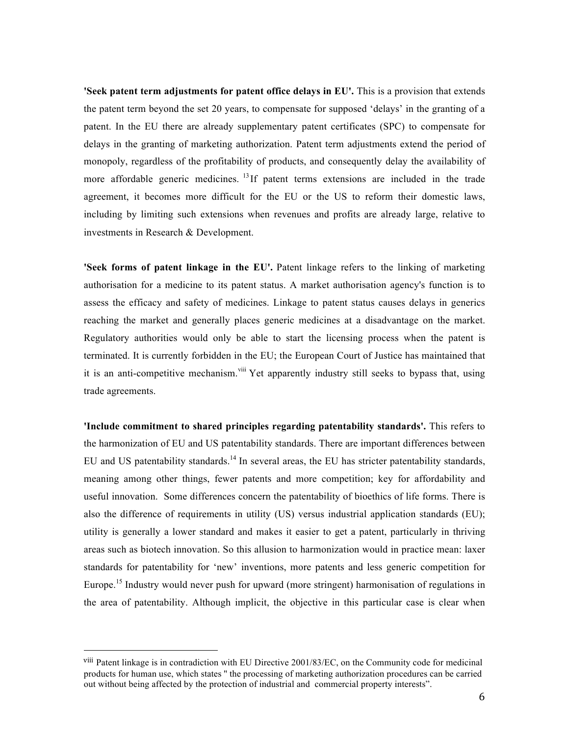**'Seek patent term adjustments for patent office delays in EU'.** This is a provision that extends the patent term beyond the set 20 years, to compensate for supposed 'delays' in the granting of a patent. In the EU there are already supplementary patent certificates (SPC) to compensate for delays in the granting of marketing authorization. Patent term adjustments extend the period of monopoly, regardless of the profitability of products, and consequently delay the availability of more affordable generic medicines. [13] If patent terms extensions are included in the trade agreement, it becomes more difficult for the EU or the US to reform their domestic laws, including by limiting such extensions when revenues and profits are already large, relative to investments in Research & Development.

**'Seek forms of patent linkage in the EU'.** Patent linkage refers to the linking of marketing authorisation for a medicine to its patent status. A market authorisation agency's function is to assess the efficacy and safety of medicines. Linkage to patent status causes delays in generics reaching the market and generally places generic medicines at a disadvantage on the market. Regulatory authorities would only be able to start the licensing process when the patent is terminated. It is currently forbidden in the EU; the European Court of Justice has maintained that it is an anti-competitive mechanism.[viii] Yet apparently industry still seeks to bypass that, using trade agreements.

**'Include commitment to shared principles regarding patentability standards'.** This refers to the harmonization of EU and US patentability standards. There are important differences between EU and US patentability standards.[14] In several areas, the EU has stricter patentability standards, meaning among other things, fewer patents and more competition; key for affordability and useful innovation. Some differences concern the patentability of bioethics of life forms. There is also the difference of requirements in utility (US) versus industrial application standards (EU); utility is generally a lower standard and makes it easier to get a patent, particularly in thriving areas such as biotech innovation. So this allusion to harmonization would in practice mean: laxer standards for patentability for 'new' inventions, more patents and less generic competition for Europe.[15] Industry would never push for upward (more stringent) harmonisation of regulations in the area of patentability. Although implicit, the objective in this particular case is clear when

---

[viii] Patent linkage is in contradiction with EU Directive 2001/83/EC, on the Community code for medicinal products for human use, which states " the processing of marketing authorization procedures can be carried out without being affected by the protection of industrial and commercial property interests".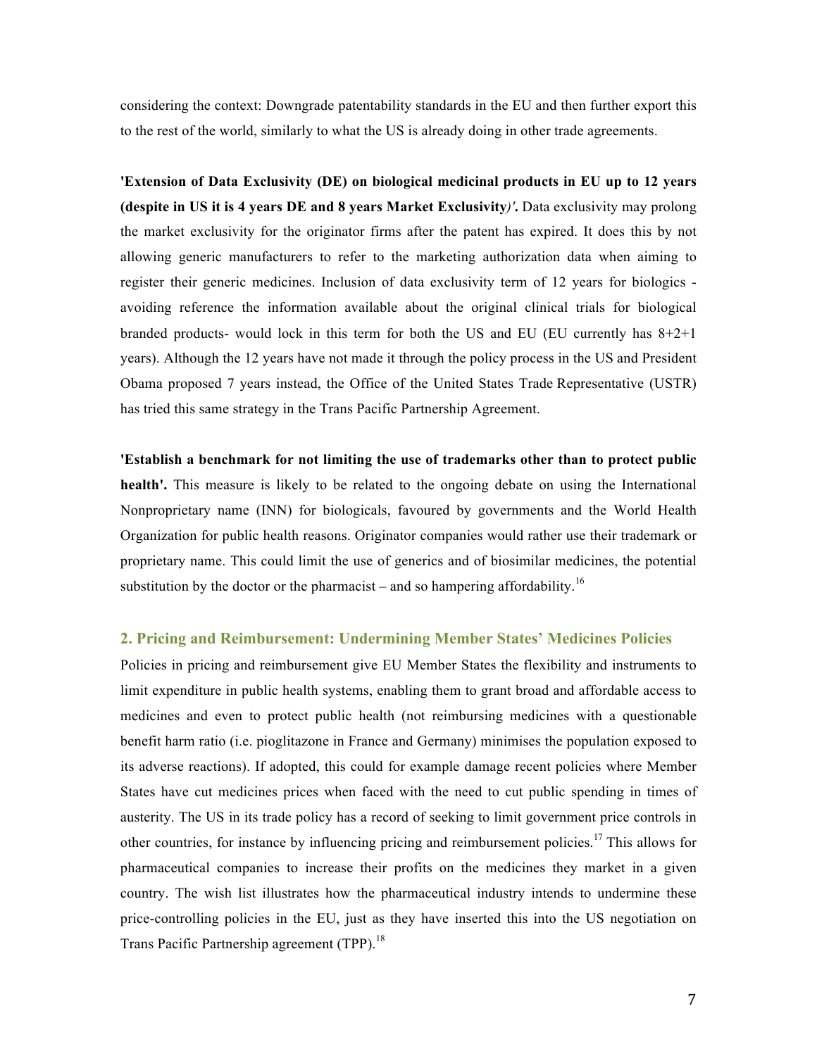considering the context: Downgrade patentability standards in the EU and then further export this to the rest of the world, similarly to what the US is already doing in other trade agreements.

**'Extension of Data Exclusivity (DE) on biological medicinal products in EU up to 12 years (despite in US it is 4 years DE and 8 years Market Exclusivity*)'*.** Data exclusivity may prolong the market exclusivity for the originator firms after the patent has expired. It does this by not allowing generic manufacturers to refer to the marketing authorization data when aiming to register their generic medicines. Inclusion of data exclusivity term of 12 years for biologics - avoiding reference the information available about the original clinical trials for biological branded products- would lock in this term for both the US and EU (EU currently has 8+2+1 years). Although the 12 years have not made it through the policy process in the US and President Obama proposed 7 years instead, the Office of the United States Trade Representative (USTR) has tried this same strategy in the Trans Pacific Partnership Agreement.

**'Establish a benchmark for not limiting the use of trademarks other than to protect public health'.** This measure is likely to be related to the ongoing debate on using the International Nonproprietary name (INN) for biologicals, favoured by governments and the World Health Organization for public health reasons. Originator companies would rather use their trademark or proprietary name. This could limit the use of generics and of biosimilar medicines, the potential substitution by the doctor or the pharmacist – and so hampering affordability.[16]

## 2. Pricing and Reimbursement: Undermining Member States' Medicines Policies

Policies in pricing and reimbursement give EU Member States the flexibility and instruments to limit expenditure in public health systems, enabling them to grant broad and affordable access to medicines and even to protect public health (not reimbursing medicines with a questionable benefit harm ratio (i.e. pioglitazone in France and Germany) minimises the population exposed to its adverse reactions). If adopted, this could for example damage recent policies where Member States have cut medicines prices when faced with the need to cut public spending in times of austerity. The US in its trade policy has a record of seeking to limit government price controls in other countries, for instance by influencing pricing and reimbursement policies.[17] This allows for pharmaceutical companies to increase their profits on the medicines they market in a given country. The wish list illustrates how the pharmaceutical industry intends to undermine these price-controlling policies in the EU, just as they have inserted this into the US negotiation on Trans Pacific Partnership agreement (TPP).[18]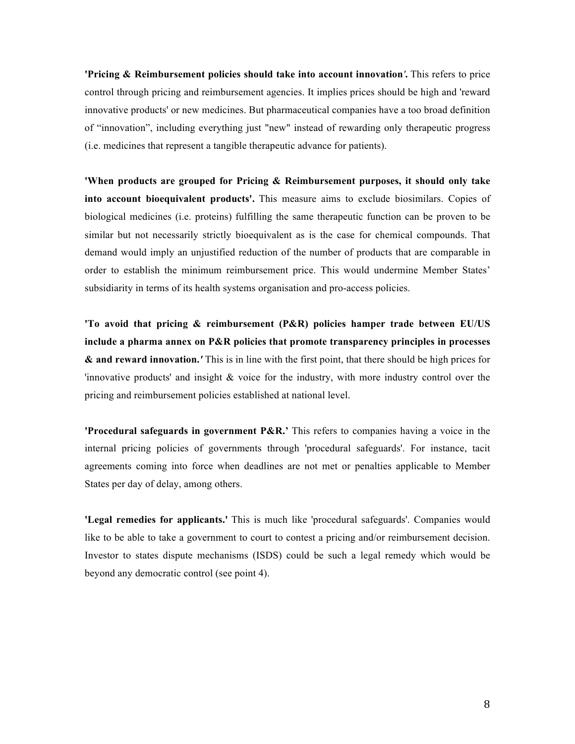**'Pricing & Reimbursement policies should take into account innovation*'*.** This refers to price control through pricing and reimbursement agencies. It implies prices should be high and 'reward innovative products' or new medicines. But pharmaceutical companies have a too broad definition of “innovation”, including everything just "new" instead of rewarding only therapeutic progress (i.e. medicines that represent a tangible therapeutic advance for patients).

**'When products are grouped for Pricing & Reimbursement purposes, it should only take into account bioequivalent products'.** This measure aims to exclude biosimilars. Copies of biological medicines (i.e. proteins) fulfilling the same therapeutic function can be proven to be similar but not necessarily strictly bioequivalent as is the case for chemical compounds. That demand would imply an unjustified reduction of the number of products that are comparable in order to establish the minimum reimbursement price. This would undermine Member States' subsidiarity in terms of its health systems organisation and pro-access policies.

**'To avoid that pricing & reimbursement (P&R) policies hamper trade between EU/US include a pharma annex on P&R policies that promote transparency principles in processes & and reward innovation.*'*** This is in line with the first point, that there should be high prices for 'innovative products' and insight & voice for the industry, with more industry control over the pricing and reimbursement policies established at national level.

**'Procedural safeguards in government P&R.'** This refers to companies having a voice in the internal pricing policies of governments through 'procedural safeguards'. For instance, tacit agreements coming into force when deadlines are not met or penalties applicable to Member States per day of delay, among others.

**'Legal remedies for applicants.'** This is much like 'procedural safeguards'. Companies would like to be able to take a government to court to contest a pricing and/or reimbursement decision. Investor to states dispute mechanisms (ISDS) could be such a legal remedy which would be beyond any democratic control (see point 4).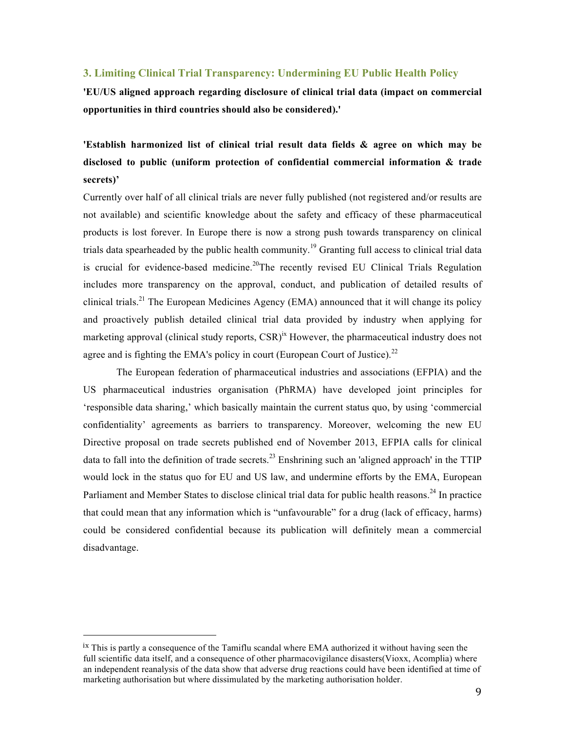## 3. Limiting Clinical Trial Transparency: Undermining EU Public Health Policy

**'EU/US aligned approach regarding disclosure of clinical trial data (impact on commercial opportunities in third countries should also be considered).'**

**'Establish harmonized list of clinical trial result data fields & agree on which may be disclosed to public (uniform protection of confidential commercial information & trade secrets)'**

Currently over half of all clinical trials are never fully published (not registered and/or results are not available) and scientific knowledge about the safety and efficacy of these pharmaceutical products is lost forever. In Europe there is now a strong push towards transparency on clinical trials data spearheaded by the public health community.[19] Granting full access to clinical trial data is crucial for evidence-based medicine.[20]The recently revised EU Clinical Trials Regulation includes more transparency on the approval, conduct, and publication of detailed results of clinical trials.[21] The European Medicines Agency (EMA) announced that it will change its policy and proactively publish detailed clinical trial data provided by industry when applying for marketing approval (clinical study reports, CSR)[ix] However, the pharmaceutical industry does not agree and is fighting the EMA's policy in court (European Court of Justice).[22]

The European federation of pharmaceutical industries and associations (EFPIA) and the US pharmaceutical industries organisation (PhRMA) have developed joint principles for 'responsible data sharing,' which basically maintain the current status quo, by using 'commercial confidentiality' agreements as barriers to transparency. Moreover, welcoming the new EU Directive proposal on trade secrets published end of November 2013, EFPIA calls for clinical data to fall into the definition of trade secrets.[23] Enshrining such an 'aligned approach' in the TTIP would lock in the status quo for EU and US law, and undermine efforts by the EMA, European Parliament and Member States to disclose clinical trial data for public health reasons.[24] In practice that could mean that any information which is "unfavourable" for a drug (lack of efficacy, harms) could be considered confidential because its publication will definitely mean a commercial disadvantage.

---

[ix] This is partly a consequence of the Tamiflu scandal where EMA authorized it without having seen the full scientific data itself, and a consequence of other pharmacovigilance disasters(Vioxx, Acomplia) where an independent reanalysis of the data show that adverse drug reactions could have been identified at time of marketing authorisation but where dissimulated by the marketing authorisation holder.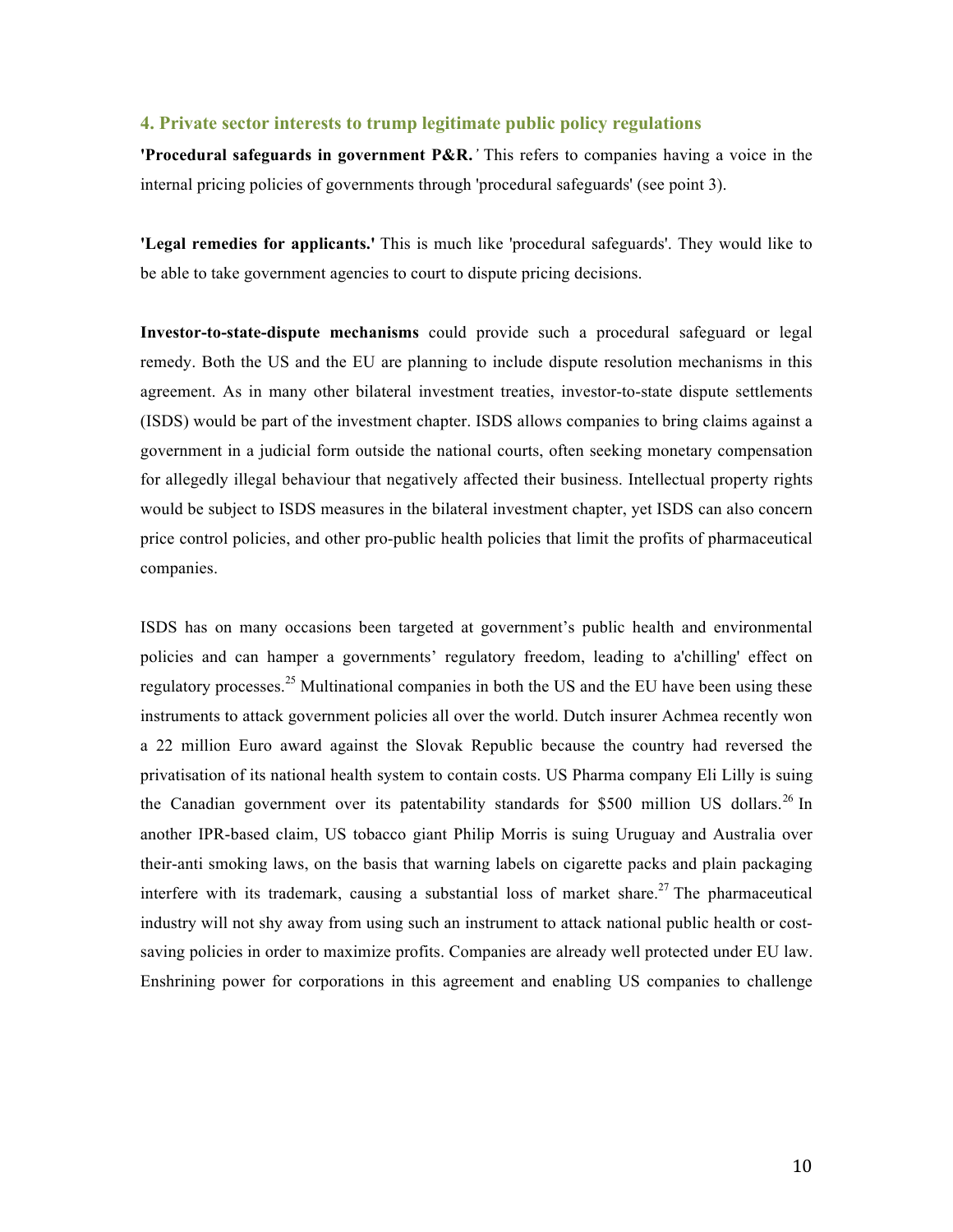### 4. Private sector interests to trump legitimate public policy regulations

**'Procedural safeguards in government P&R.'** This refers to companies having a voice in the internal pricing policies of governments through 'procedural safeguards' (see point 3).

**'Legal remedies for applicants.'** This is much like 'procedural safeguards'. They would like to be able to take government agencies to court to dispute pricing decisions.

**Investor-to-state-dispute mechanisms** could provide such a procedural safeguard or legal remedy. Both the US and the EU are planning to include dispute resolution mechanisms in this agreement. As in many other bilateral investment treaties, investor-to-state dispute settlements (ISDS) would be part of the investment chapter. ISDS allows companies to bring claims against a government in a judicial form outside the national courts, often seeking monetary compensation for allegedly illegal behaviour that negatively affected their business. Intellectual property rights would be subject to ISDS measures in the bilateral investment chapter, yet ISDS can also concern price control policies, and other pro-public health policies that limit the profits of pharmaceutical companies.

ISDS has on many occasions been targeted at government's public health and environmental policies and can hamper a governments' regulatory freedom, leading to a'chilling' effect on regulatory processes.[25] Multinational companies in both the US and the EU have been using these instruments to attack government policies all over the world. Dutch insurer Achmea recently won a 22 million Euro award against the Slovak Republic because the country had reversed the privatisation of its national health system to contain costs. US Pharma company Eli Lilly is suing the Canadian government over its patentability standards for $500 million US dollars.[26] In another IPR-based claim, US tobacco giant Philip Morris is suing Uruguay and Australia over their-anti smoking laws, on the basis that warning labels on cigarette packs and plain packaging interfere with its trademark, causing a substantial loss of market share.[27] The pharmaceutical industry will not shy away from using such an instrument to attack national public health or cost-saving policies in order to maximize profits. Companies are already well protected under EU law. Enshrining power for corporations in this agreement and enabling US companies to challenge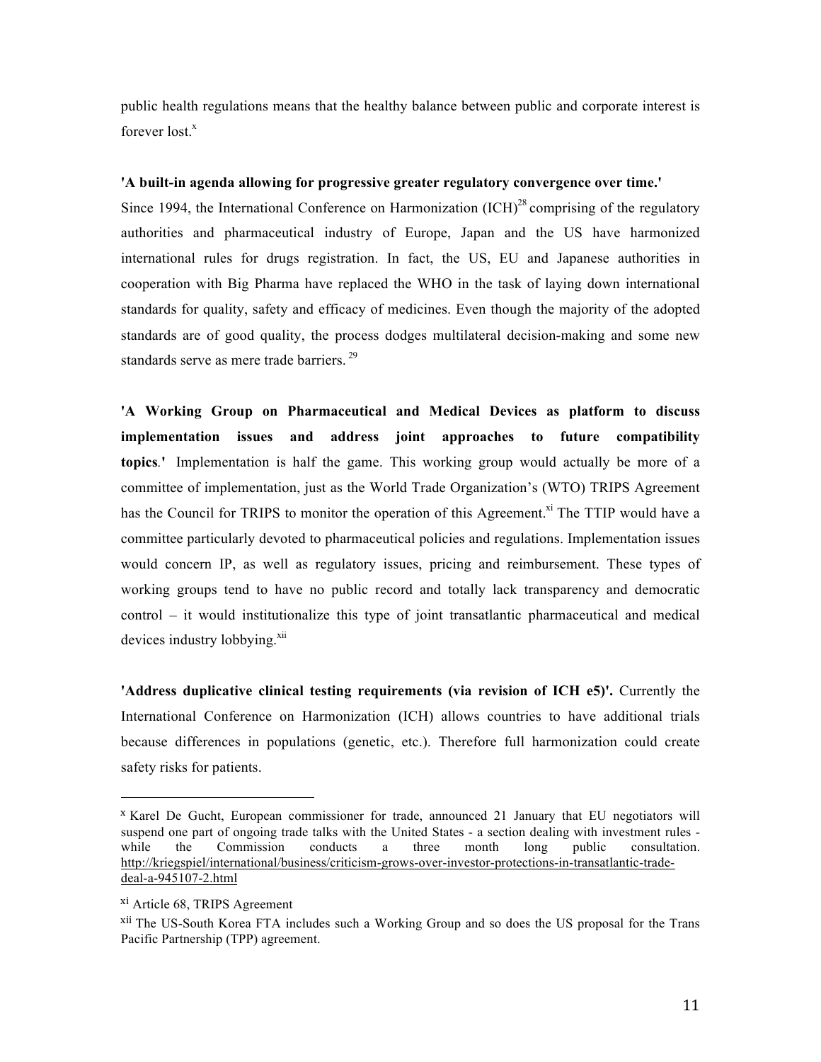public health regulations means that the healthy balance between public and corporate interest is forever lost.[x]

**'A built-in agenda allowing for progressive greater regulatory convergence over time.'**

Since 1994, the International Conference on Harmonization (ICH)[28] comprising of the regulatory authorities and pharmaceutical industry of Europe, Japan and the US have harmonized international rules for drugs registration. In fact, the US, EU and Japanese authorities in cooperation with Big Pharma have replaced the WHO in the task of laying down international standards for quality, safety and efficacy of medicines. Even though the majority of the adopted standards are of good quality, the process dodges multilateral decision-making and some new standards serve as mere trade barriers.[29]

**'A Working Group on Pharmaceutical and Medical Devices as platform to discuss implementation issues and address joint approaches to future compatibility topics.'** Implementation is half the game. This working group would actually be more of a committee of implementation, just as the World Trade Organization's (WTO) TRIPS Agreement has the Council for TRIPS to monitor the operation of this Agreement.[xi] The TTIP would have a committee particularly devoted to pharmaceutical policies and regulations. Implementation issues would concern IP, as well as regulatory issues, pricing and reimbursement. These types of working groups tend to have no public record and totally lack transparency and democratic control – it would institutionalize this type of joint transatlantic pharmaceutical and medical devices industry lobbying.[xii]

**'Address duplicative clinical testing requirements (via revision of ICH e5)'.** Currently the International Conference on Harmonization (ICH) allows countries to have additional trials because differences in populations (genetic, etc.). Therefore full harmonization could create safety risks for patients.

---

[x] Karel De Gucht, European commissioner for trade, announced 21 January that EU negotiators will suspend one part of ongoing trade talks with the United States - a section dealing with investment rules - while the Commission conducts a three month long public consultation. http://kriegspiel/international/business/criticism-grows-over-investor-protections-in-transatlantic-trade-deal-a-945107-2.html

[xi] Article 68, TRIPS Agreement

[xii] The US-South Korea FTA includes such a Working Group and so does the US proposal for the Trans Pacific Partnership (TPP) agreement.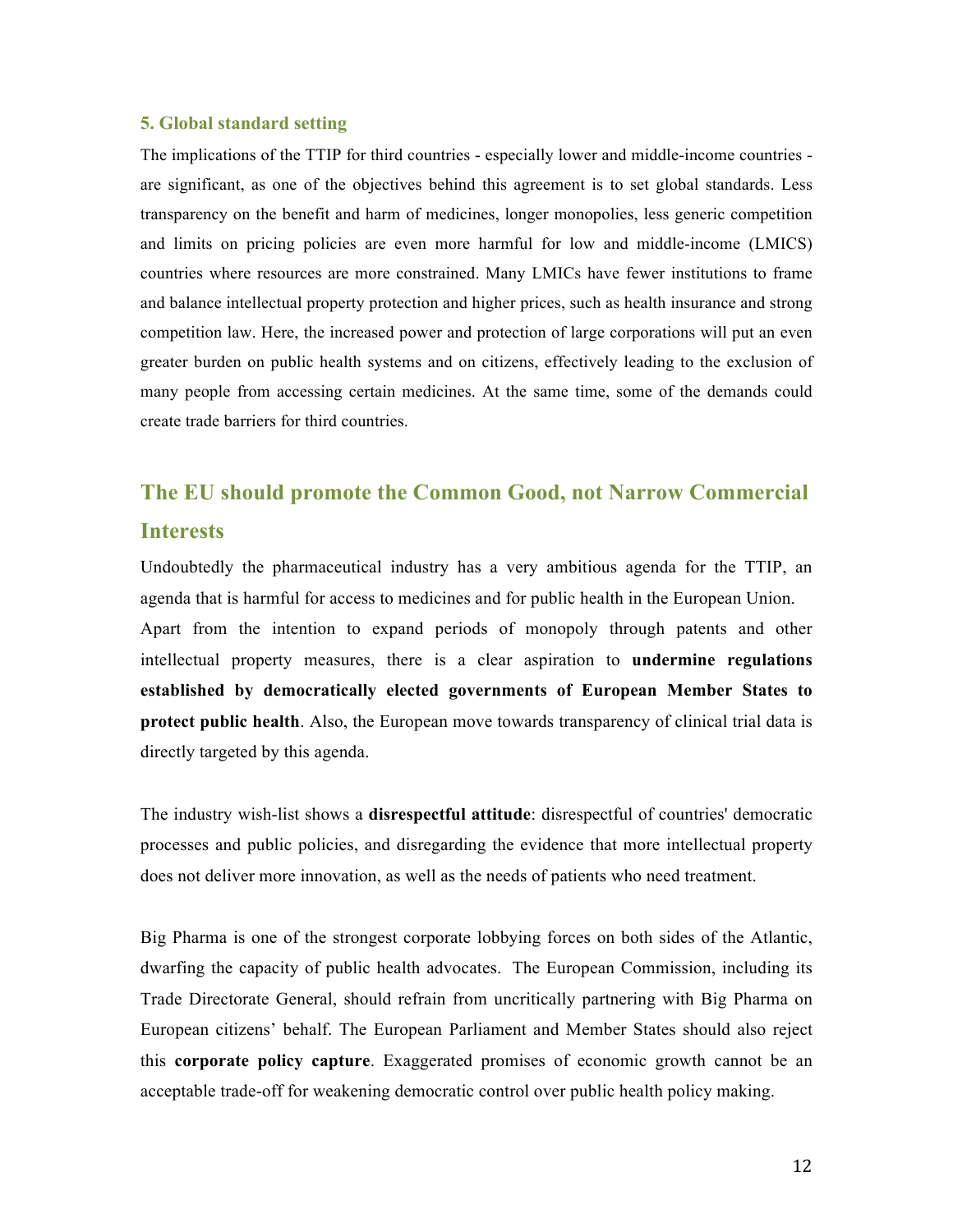### 5. Global standard setting

The implications of the TTIP for third countries - especially lower and middle-income countries - are significant, as one of the objectives behind this agreement is to set global standards. Less transparency on the benefit and harm of medicines, longer monopolies, less generic competition and limits on pricing policies are even more harmful for low and middle-income (LMICS) countries where resources are more constrained. Many LMICs have fewer institutions to frame and balance intellectual property protection and higher prices, such as health insurance and strong competition law. Here, the increased power and protection of large corporations will put an even greater burden on public health systems and on citizens, effectively leading to the exclusion of many people from accessing certain medicines. At the same time, some of the demands could create trade barriers for third countries.

## The EU should promote the Common Good, not Narrow Commercial Interests

Undoubtedly the pharmaceutical industry has a very ambitious agenda for the TTIP, an agenda that is harmful for access to medicines and for public health in the European Union. Apart from the intention to expand periods of monopoly through patents and other intellectual property measures, there is a clear aspiration to **undermine regulations established by democratically elected governments of European Member States to protect public health**. Also, the European move towards transparency of clinical trial data is directly targeted by this agenda.

The industry wish-list shows a **disrespectful attitude**: disrespectful of countries' democratic processes and public policies, and disregarding the evidence that more intellectual property does not deliver more innovation, as well as the needs of patients who need treatment.

Big Pharma is one of the strongest corporate lobbying forces on both sides of the Atlantic, dwarfing the capacity of public health advocates. The European Commission, including its Trade Directorate General, should refrain from uncritically partnering with Big Pharma on European citizens' behalf. The European Parliament and Member States should also reject this **corporate policy capture**. Exaggerated promises of economic growth cannot be an acceptable trade-off for weakening democratic control over public health policy making.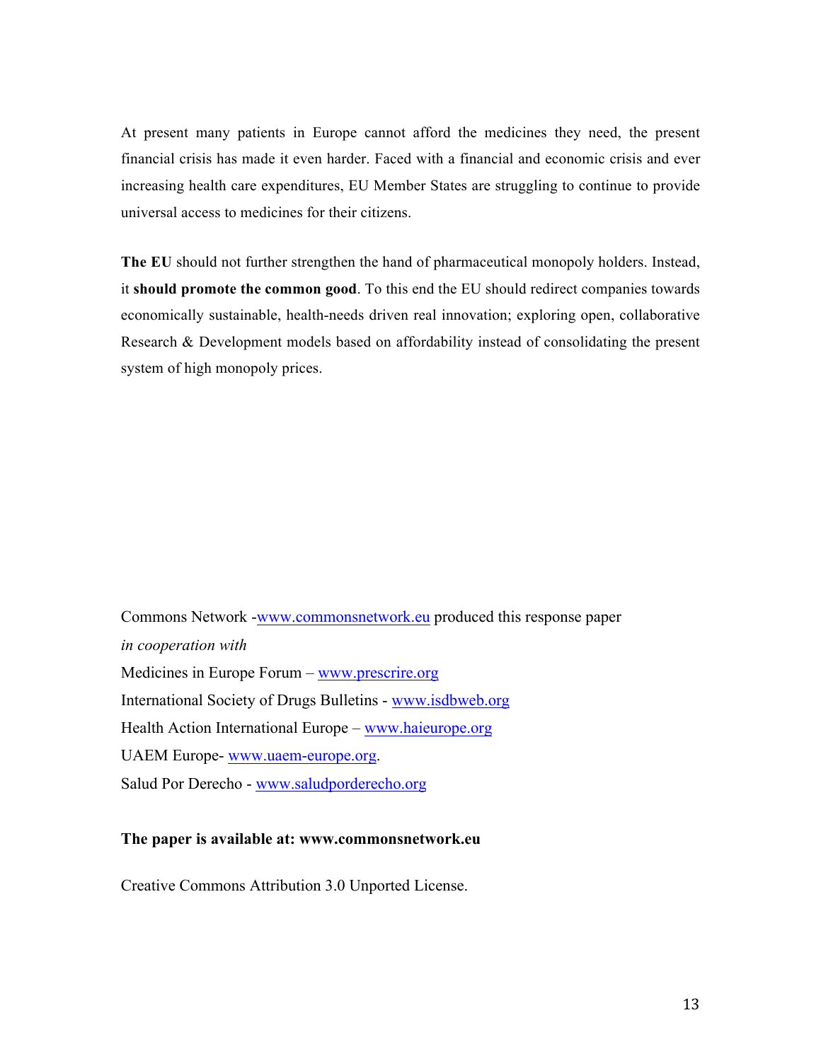At present many patients in Europe cannot afford the medicines they need, the present financial crisis has made it even harder. Faced with a financial and economic crisis and ever increasing health care expenditures, EU Member States are struggling to continue to provide universal access to medicines for their citizens.

**The EU** should not further strengthen the hand of pharmaceutical monopoly holders. Instead, it **should promote the common good**. To this end the EU should redirect companies towards economically sustainable, health-needs driven real innovation; exploring open, collaborative Research & Development models based on affordability instead of consolidating the present system of high monopoly prices.

Commons Network -www.commonsnetwork.eu produced this response paper
*in cooperation with*
Medicines in Europe Forum – www.prescrire.org
International Society of Drugs Bulletins - www.isdbweb.org
Health Action International Europe – www.haieurope.org
UAEM Europe- www.uaem-europe.org.
Salud Por Derecho - www.saludporderecho.org

**The paper is available at: www.commonsnetwork.eu**

Creative Commons Attribution 3.0 Unported License.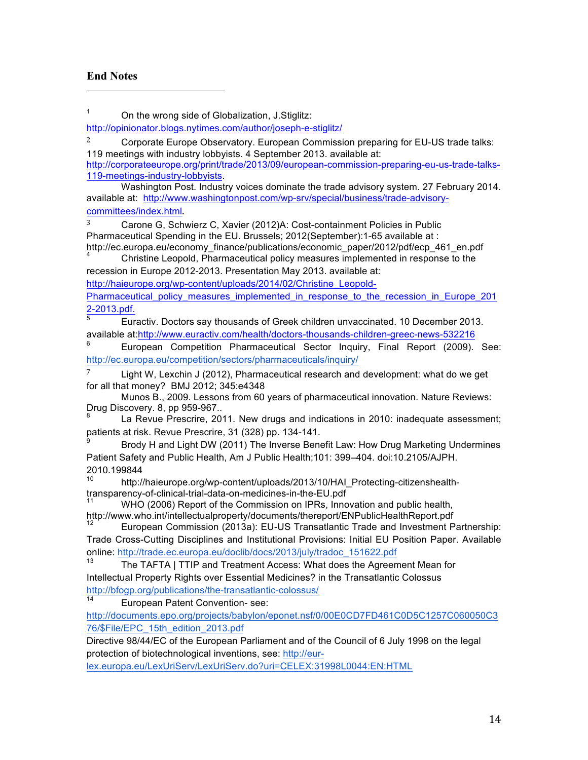## End Notes

[1] On the wrong side of Globalization, J.Stiglitz: http://opinionator.blogs.nytimes.com/author/joseph-e-stiglitz/

[2] Corporate Europe Observatory. European Commission preparing for EU-US trade talks: 119 meetings with industry lobbyists. 4 September 2013. available at: http://corporateeurope.org/print/trade/2013/09/european-commission-preparing-eu-us-trade-talks-119-meetings-industry-lobbyists.

Washington Post. Industry voices dominate the trade advisory system. 27 February 2014. available at: http://www.washingtonpost.com/wp-srv/special/business/trade-advisory-committees/index.html.

[3] Carone G, Schwierz C, Xavier (2012)A: Cost-containment Policies in Public Pharmaceutical Spending in the EU. Brussels; 2012(September):1-65 available at : http://ec.europa.eu/economy_finance/publications/economic_paper/2012/pdf/ecp_461_en.pdf

[4] Christine Leopold, Pharmaceutical policy measures implemented in response to the recession in Europe 2012-2013. Presentation May 2013. available at: http://haieurope.org/wp-content/uploads/2014/02/Christine_Leopold-Pharmaceutical_policy_measures_implemented_in_response_to_the_recession_in_Europe_2012-2013.pdf.

[5] Euractiv. Doctors say thousands of Greek children unvaccinated. 10 December 2013. available at:http://www.euractiv.com/health/doctors-thousands-children-greec-news-532216

[6] European Competition Pharmaceutical Sector Inquiry, Final Report (2009). See: http://ec.europa.eu/competition/sectors/pharmaceuticals/inquiry/

[7] Light W, Lexchin J (2012), Pharmaceutical research and development: what do we get for all that money? BMJ 2012; 345:e4348

Munos B., 2009. Lessons from 60 years of pharmaceutical innovation. Nature Reviews: Drug Discovery. 8, pp 959-967..

[8] La Revue Prescrire, 2011. New drugs and indications in 2010: inadequate assessment; patients at risk. Revue Prescrire, 31 (328) pp. 134-141.

[9] Brody H and Light DW (2011) The Inverse Benefit Law: How Drug Marketing Undermines Patient Safety and Public Health, Am J Public Health;101: 399–404. doi:10.2105/AJPH. 2010.199844

[10] http://haieurope.org/wp-content/uploads/2013/10/HAI_Protecting-citizenshealth-transparency-of-clinical-trial-data-on-medicines-in-the-EU.pdf

[11] WHO (2006) Report of the Commission on IPRs, Innovation and public health, http://www.who.int/intellectualproperty/documents/thereport/ENPublicHealthReport.pdf

[12] European Commission (2013a): EU-US Transatlantic Trade and Investment Partnership: Trade Cross-Cutting Disciplines and Institutional Provisions: Initial EU Position Paper. Available online: http://trade.ec.europa.eu/doclib/docs/2013/july/tradoc_151622.pdf

[13] The TAFTA | TTIP and Treatment Access: What does the Agreement Mean for Intellectual Property Rights over Essential Medicines? in the Transatlantic Colossus http://bfogp.org/publications/the-transatlantic-colossus/

[14] European Patent Convention- see: http://documents.epo.org/projects/babylon/eponet.nsf/0/00E0CD7FD461C0D5C1257C060050C376/$File/EPC_15th_edition_2013.pdf

Directive 98/44/EC of the European Parliament and of the Council of 6 July 1998 on the legal protection of biotechnological inventions, see: http://eur-lex.europa.eu/LexUriServ/LexUriServ.do?uri=CELEX:31998L0044:EN:HTML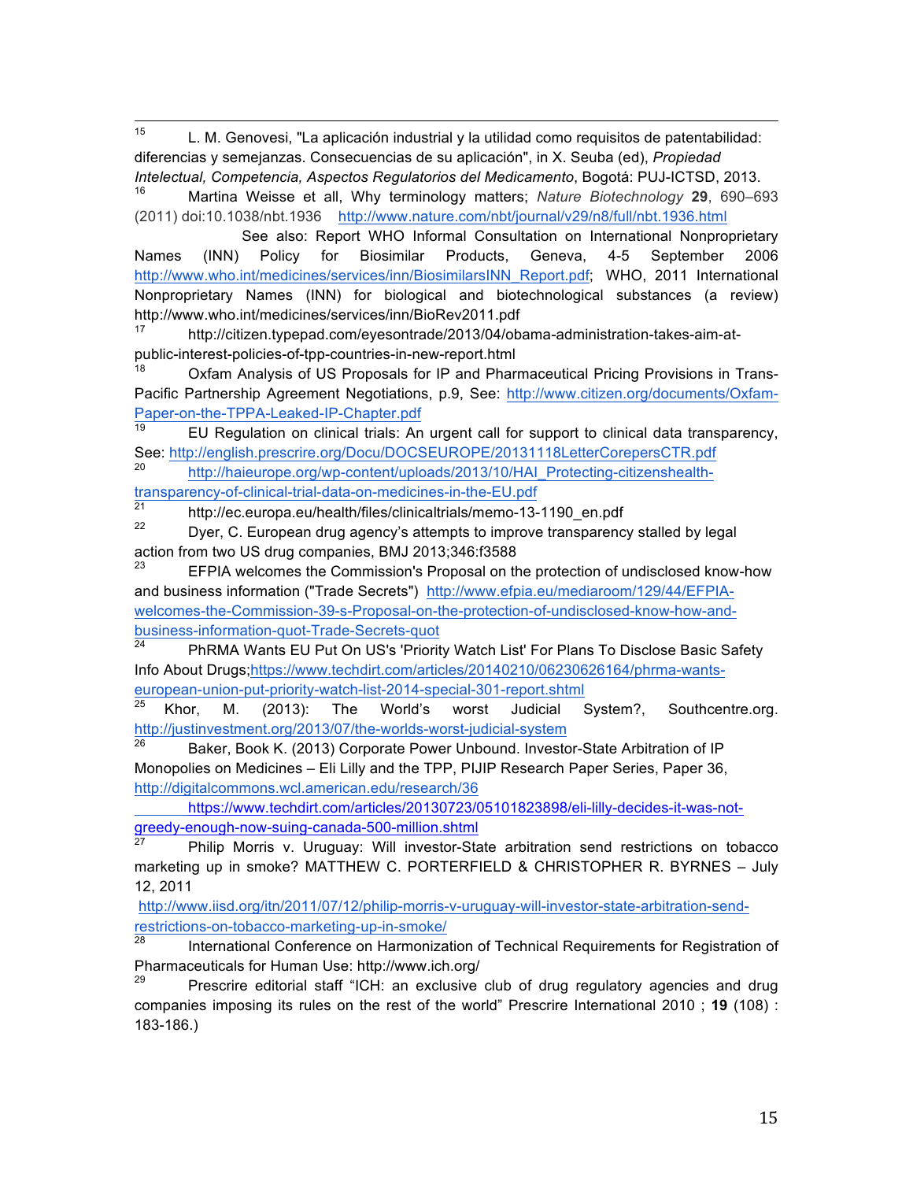[15] L. M. Genovesi, "La aplicación industrial y la utilidad como requisitos de patentabilidad: diferencias y semejanzas. Consecuencias de su aplicación", in X. Seuba (ed), *Propiedad Intelectual, Competencia, Aspectos Regulatorios del Medicamento*, Bogotá: PUJ-ICTSD, 2013.

[16] Martina Weisse et all, Why terminology matters; *Nature Biotechnology* **29**, 690–693 (2011) doi:10.1038/nbt.1936 http://www.nature.com/nbt/journal/v29/n8/full/nbt.1936.html

See also: Report WHO Informal Consultation on International Nonproprietary Names (INN) Policy for Biosimilar Products, Geneva, 4-5 September 2006 http://www.who.int/medicines/services/inn/BiosimilarsINN_Report.pdf; WHO, 2011 International Nonproprietary Names (INN) for biological and biotechnological substances (a review) http://www.who.int/medicines/services/inn/BioRev2011.pdf

[17] http://citizen.typepad.com/eyesontrade/2013/04/obama-administration-takes-aim-at-public-interest-policies-of-tpp-countries-in-new-report.html

[18] Oxfam Analysis of US Proposals for IP and Pharmaceutical Pricing Provisions in Trans-Pacific Partnership Agreement Negotiations, p.9, See: http://www.citizen.org/documents/Oxfam-Paper-on-the-TPPA-Leaked-IP-Chapter.pdf

[19] EU Regulation on clinical trials: An urgent call for support to clinical data transparency, See: http://english.prescrire.org/Docu/DOCSEUROPE/20131118LetterCorepersCTR.pdf

[20] http://haieurope.org/wp-content/uploads/2013/10/HAI_Protecting-citizenshealth-transparency-of-clinical-trial-data-on-medicines-in-the-EU.pdf

[21] http://ec.europa.eu/health/files/clinicaltrials/memo-13-1190_en.pdf

[22] Dyer, C. European drug agency's attempts to improve transparency stalled by legal action from two US drug companies, BMJ 2013;346:f3588

[23] EFPIA welcomes the Commission's Proposal on the protection of undisclosed know-how and business information ("Trade Secrets") http://www.efpia.eu/mediaroom/129/44/EFPIA-welcomes-the-Commission-39-s-Proposal-on-the-protection-of-undisclosed-know-how-and-business-information-quot-Trade-Secrets-quot

[24] PhRMA Wants EU Put On US's 'Priority Watch List' For Plans To Disclose Basic Safety Info About Drugs;https://www.techdirt.com/articles/20140210/06230626164/phrma-wants-european-union-put-priority-watch-list-2014-special-301-report.shtml

[25] Khor, M. (2013): The World's worst Judicial System?, Southcentre.org. http://justinvestment.org/2013/07/the-worlds-worst-judicial-system

[26] Baker, Book K. (2013) Corporate Power Unbound. Investor-State Arbitration of IP Monopolies on Medicines – Eli Lilly and the TPP, PIJIP Research Paper Series, Paper 36, http://digitalcommons.wcl.american.edu/research/36

https://www.techdirt.com/articles/20130723/05101823898/eli-lilly-decides-it-was-not-greedy-enough-now-suing-canada-500-million.shtml

[27] Philip Morris v. Uruguay: Will investor-State arbitration send restrictions on tobacco marketing up in smoke? MATTHEW C. PORTERFIELD & CHRISTOPHER R. BYRNES – July 12, 2011

http://www.iisd.org/itn/2011/07/12/philip-morris-v-uruguay-will-investor-state-arbitration-send-restrictions-on-tobacco-marketing-up-in-smoke/

[28] International Conference on Harmonization of Technical Requirements for Registration of Pharmaceuticals for Human Use: http://www.ich.org/

[29] Prescrire editorial staff "ICH: an exclusive club of drug regulatory agencies and drug companies imposing its rules on the rest of the world" Prescrire International 2010 ; **19** (108) : 183-186.)